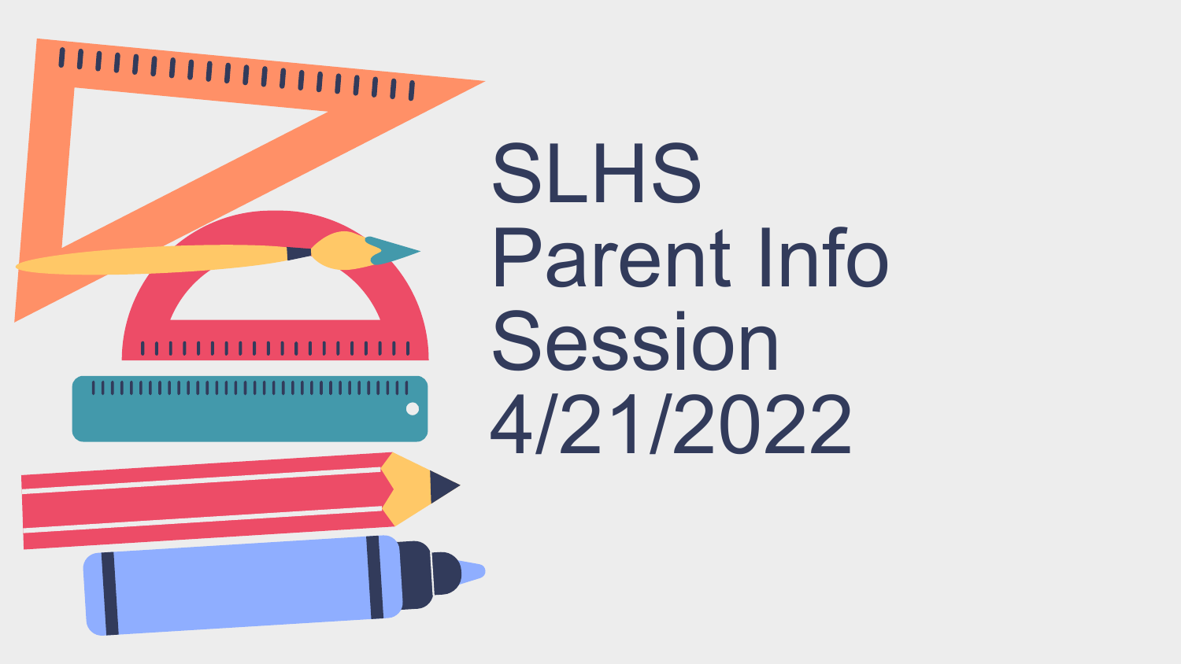# SLHS Parent Info Session 4/21/2022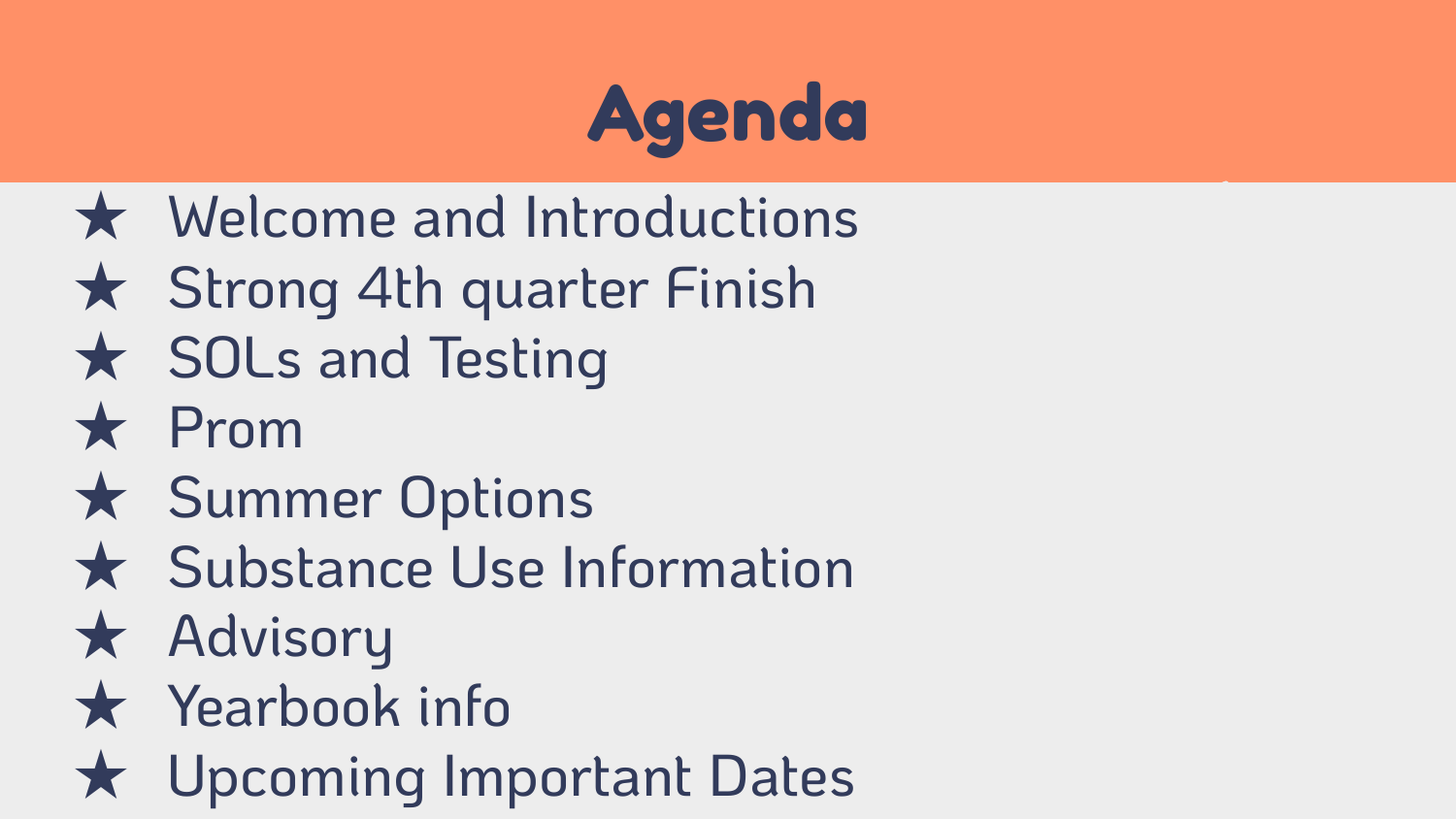# Agenda

- ★ Welcome and Introductions
- ★ Strong 4th quarter Finish
- ★ SOLs and Testing
- ★ Prom
- ★ Summer Options
- ★ Substance Use Information
- ★ Advisory
- ★ Yearbook info
- ★ Upcoming Important Dates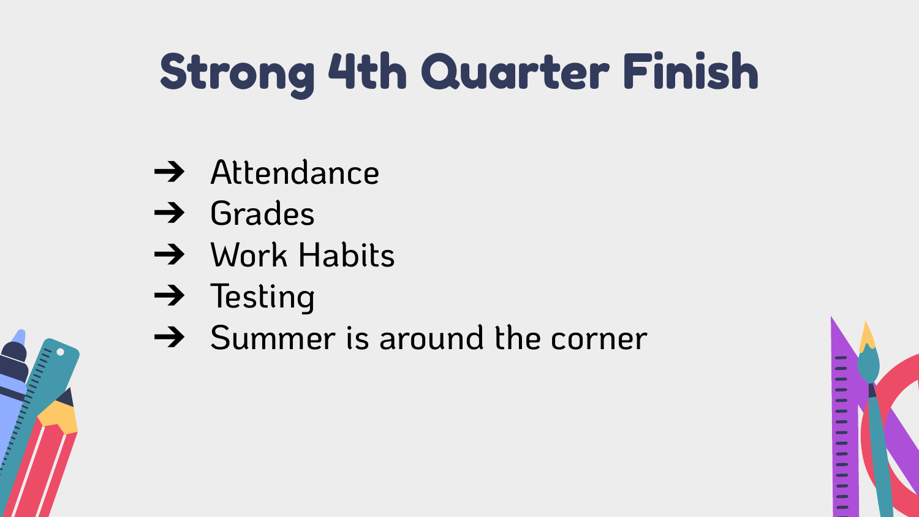# Strong 4th Quarter Finish

- Attendance
- Grades
- Work Habits
- Testing
- Summer is around the corner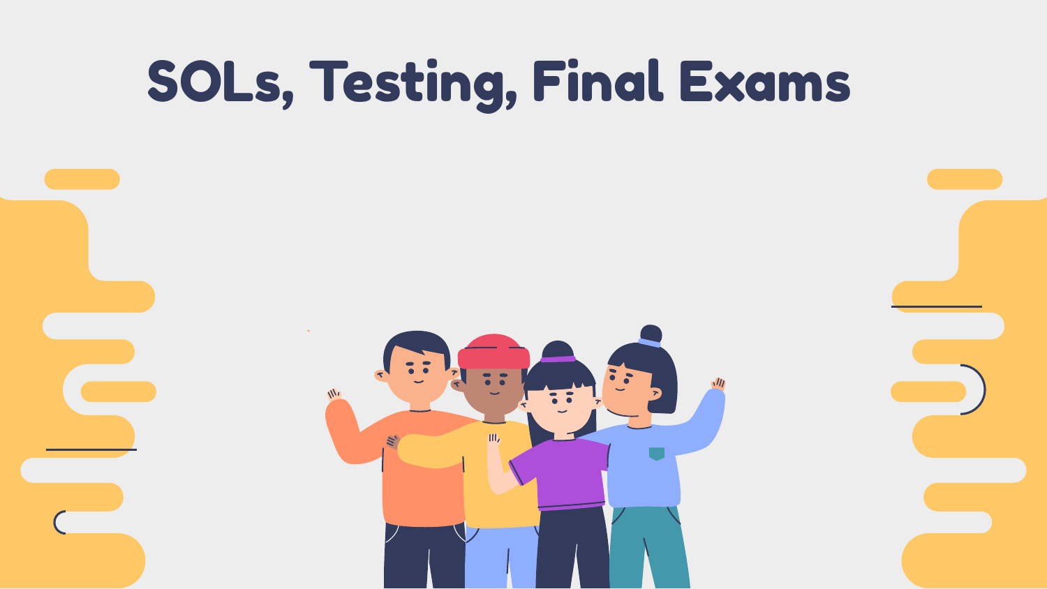# SOLs, Testing, Final Exams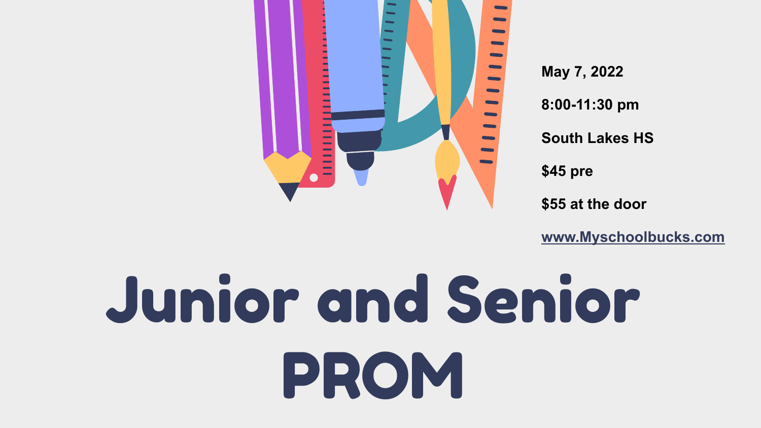May 7, 2022

8:00-11:30 pm

South Lakes HS

$45 pre

$55 at the door

www.Myschoolbucks.com

# Junior and Senior PROM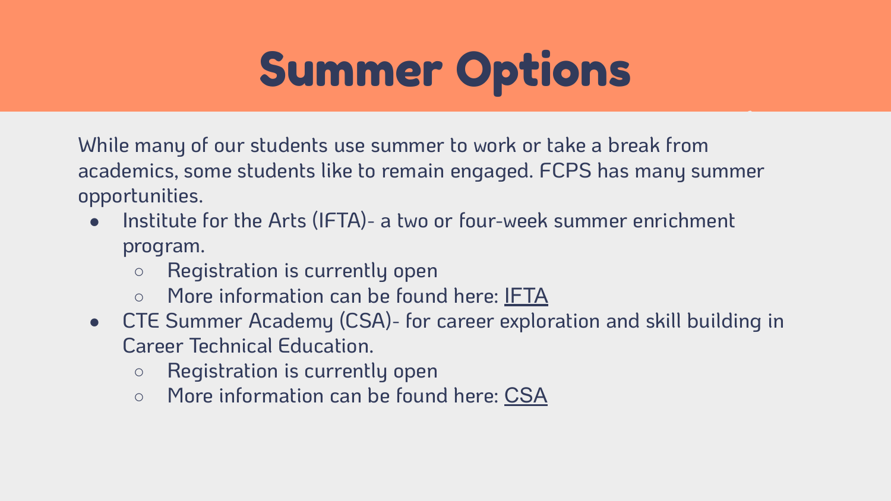# Summer Options

While many of our students use summer to work or take a break from academics, some students like to remain engaged. FCPS has many summer opportunities.

- Institute for the Arts (IFTA)- a two or four-week summer enrichment program.
  - Registration is currently open
  - More information can be found here: IFTA
- CTE Summer Academy (CSA)- for career exploration and skill building in Career Technical Education.
  - Registration is currently open
  - More information can be found here: CSA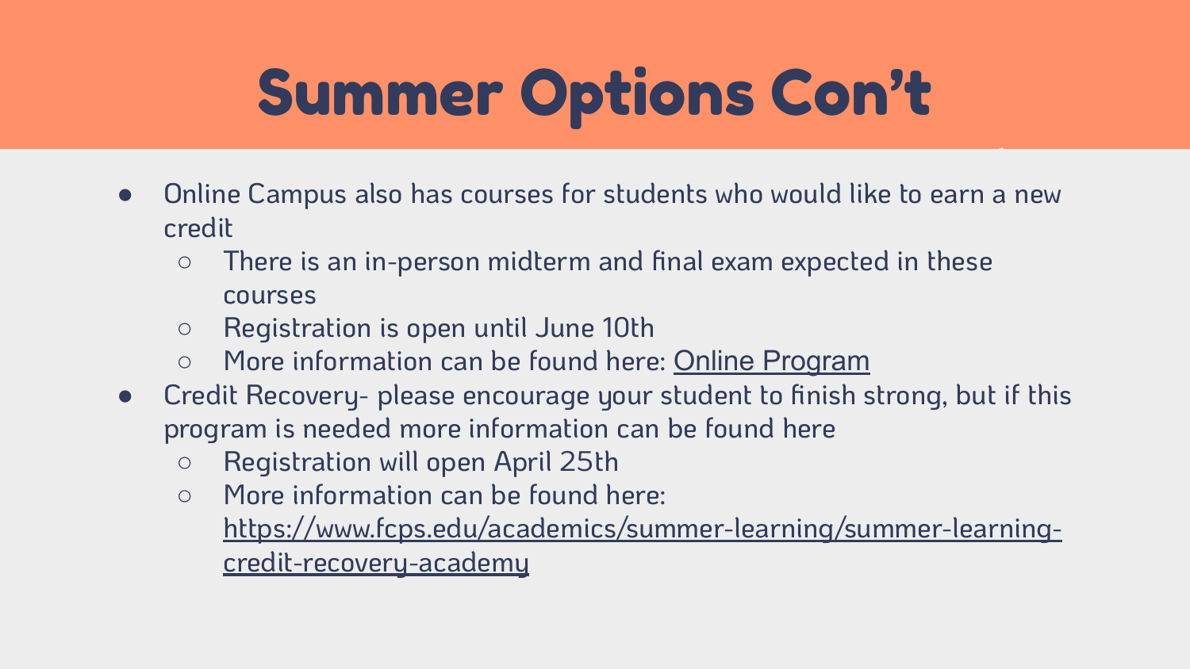# Summer Options Con't

- Online Campus also has courses for students who would like to earn a new credit
  - There is an in-person midterm and final exam expected in these courses
  - Registration is open until June 10th
  - More information can be found here: Online Program
- Credit Recovery- please encourage your student to finish strong, but if this program is needed more information can be found here
  - Registration will open April 25th
  - More information can be found here: https://www.fcps.edu/academics/summer-learning/summer-learning-credit-recovery-academy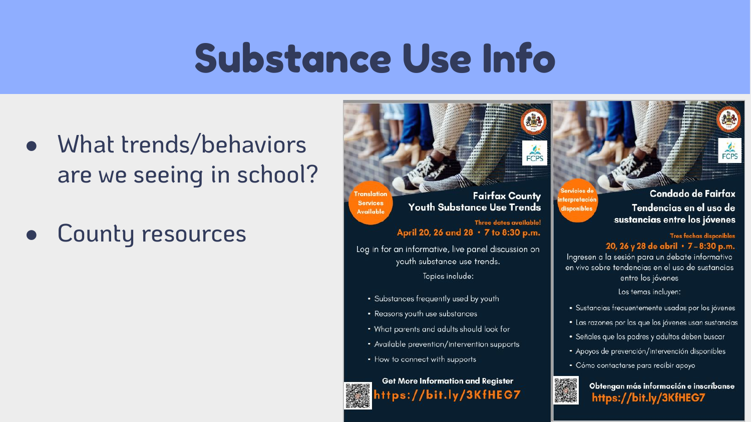# Substance Use Info

- What trends/behaviors are we seeing in school?
- County resources

Translation Services Available

## Fairfax County Youth Substance Use Trends

Three dates available!

**April 20, 26 and 28 • 7 to 8:30 p.m.**

Log in for an informative, live panel discussion on youth substance use trends.

Topics include:

- Substances frequently used by youth
- Reasons youth use substances
- What parents and adults should look for
- Available prevention/intervention supports
- How to connect with supports

**Get More Information and Register**

**https://bit.ly/3KfHEG7**

Servicios de interpretación disponibles

## Condado de Fairfax Tendencias en el uso de sustancias entre los jóvenes

Tres fechas disponibles

**20, 26 y 28 de abril • 7 – 8:30 p.m.**

Ingresen a la sesión para un debate informativo en vivo sobre tendencias en el uso de sustancias entre los jóvenes

Los temas incluyen:

- Sustancias frecuentemente usadas por los jóvenes
- Las razones por las que los jóvenes usan sustancias
- Señales que los padres y adultos deben buscar
- Apoyos de prevención/intervención disponibles
- Cómo contactarse para recibir apoyo

**Obtengan más información e inscríbanse**

**https://bit.ly/3KfHEG7**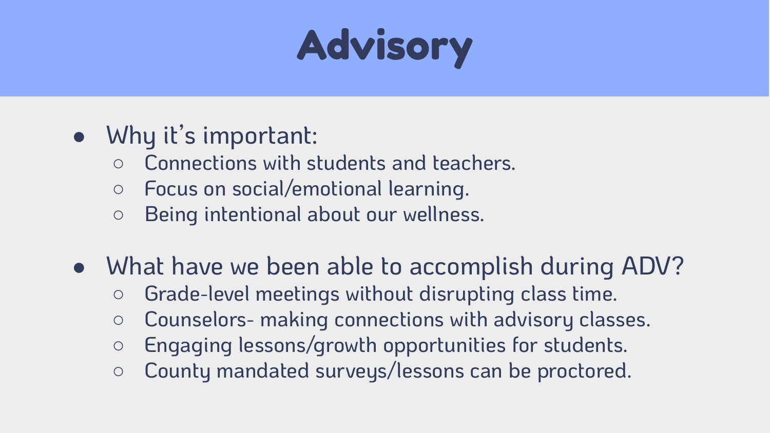# Advisory

- Why it's important:
  - Connections with students and teachers.
  - Focus on social/emotional learning.
  - Being intentional about our wellness.
- What have we been able to accomplish during ADV?
  - Grade-level meetings without disrupting class time.
  - Counselors- making connections with advisory classes.
  - Engaging lessons/growth opportunities for students.
  - County mandated surveys/lessons can be proctored.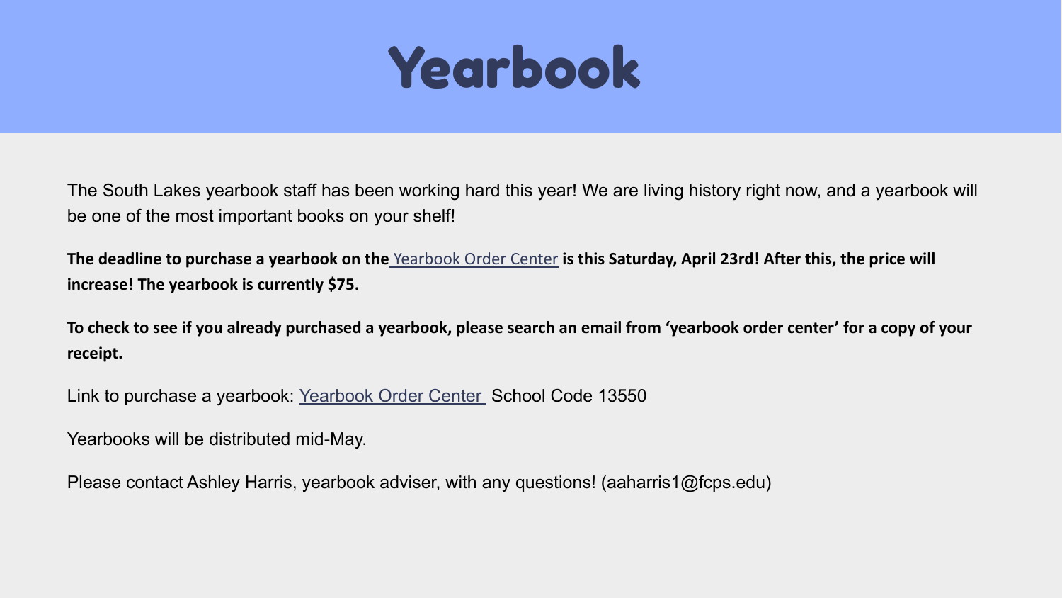# Yearbook

The South Lakes yearbook staff has been working hard this year! We are living history right now, and a yearbook will be one of the most important books on your shelf!

**The deadline to purchase a yearbook on the** Yearbook Order Center **is this Saturday, April 23rd! After this, the price will increase! The yearbook is currently $75.**

**To check to see if you already purchased a yearbook, please search an email from 'yearbook order center' for a copy of your receipt.**

Link to purchase a yearbook: Yearbook Order Center School Code 13550

Yearbooks will be distributed mid-May.

Please contact Ashley Harris, yearbook adviser, with any questions! (aaharris1@fcps.edu)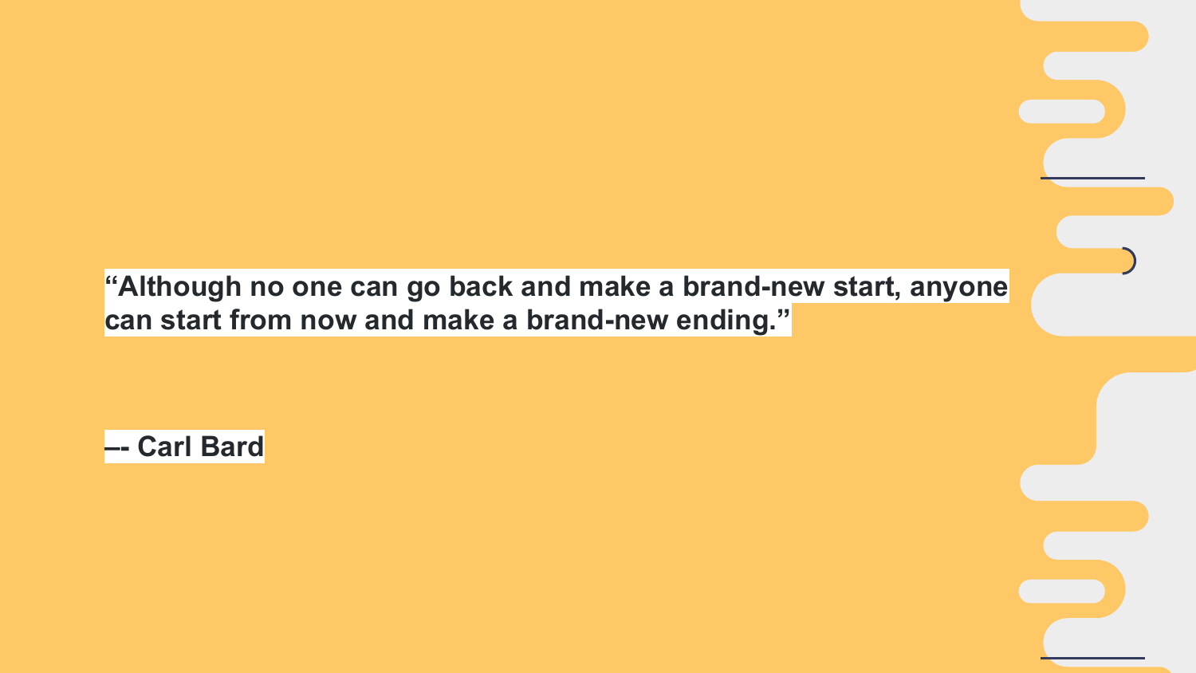**“Although no one can go back and make a brand-new start, anyone can start from now and make a brand-new ending.”**

**–- Carl Bard**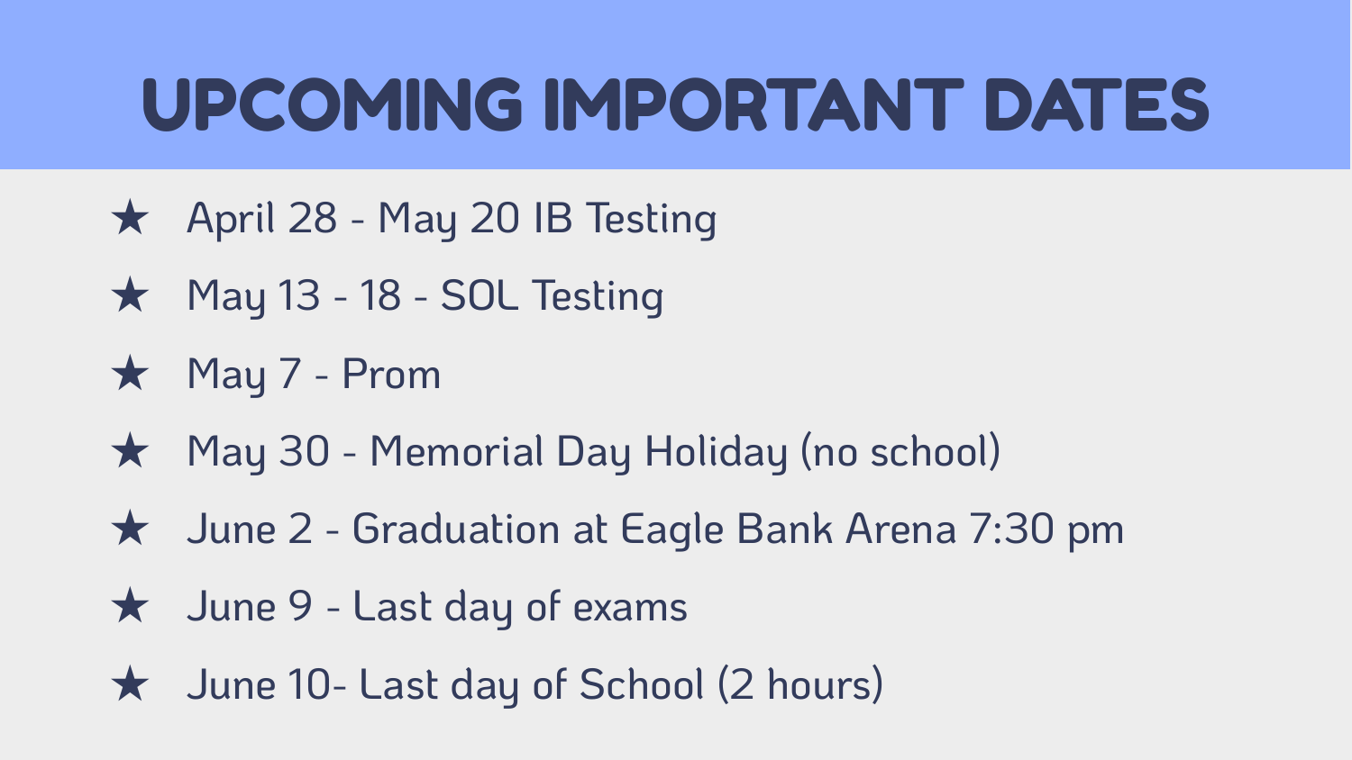# UPCOMING IMPORTANT DATES

- April 28 - May 20 IB Testing
- May 13 - 18 - SOL Testing
- May 7 - Prom
- May 30 - Memorial Day Holiday (no school)
- June 2 - Graduation at Eagle Bank Arena 7:30 pm
- June 9 - Last day of exams
- June 10- Last day of School (2 hours)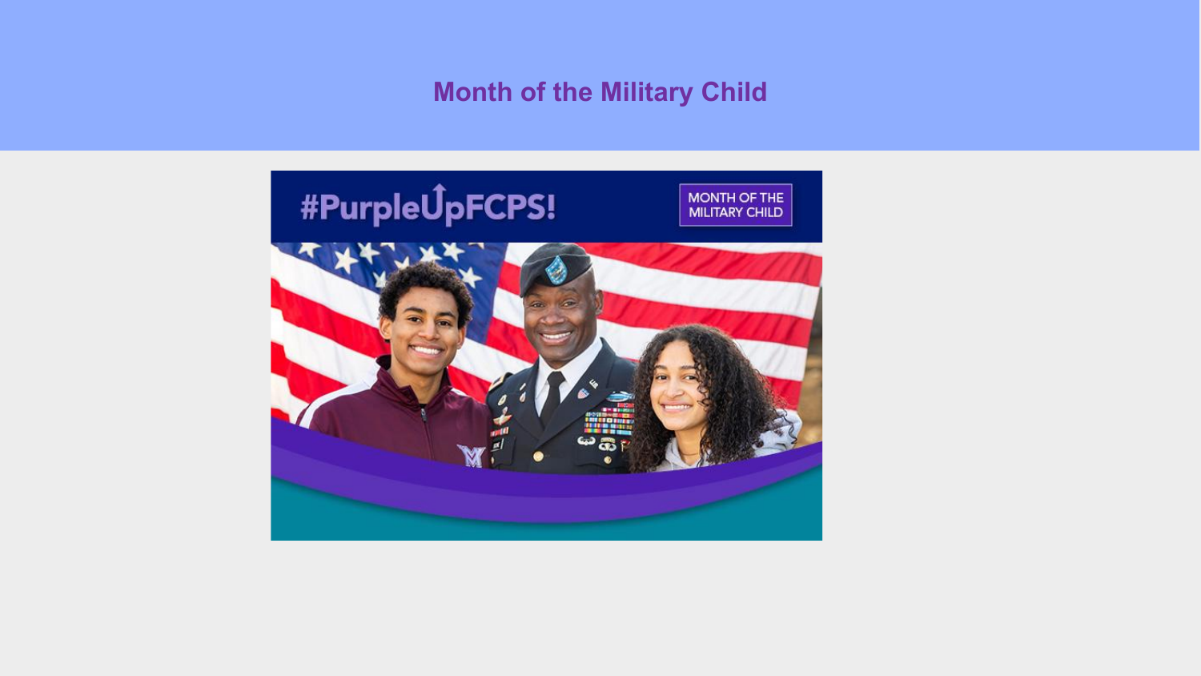# Month of the Military Child

#PurpleUpFCPS!

MONTH OF THE MILITARY CHILD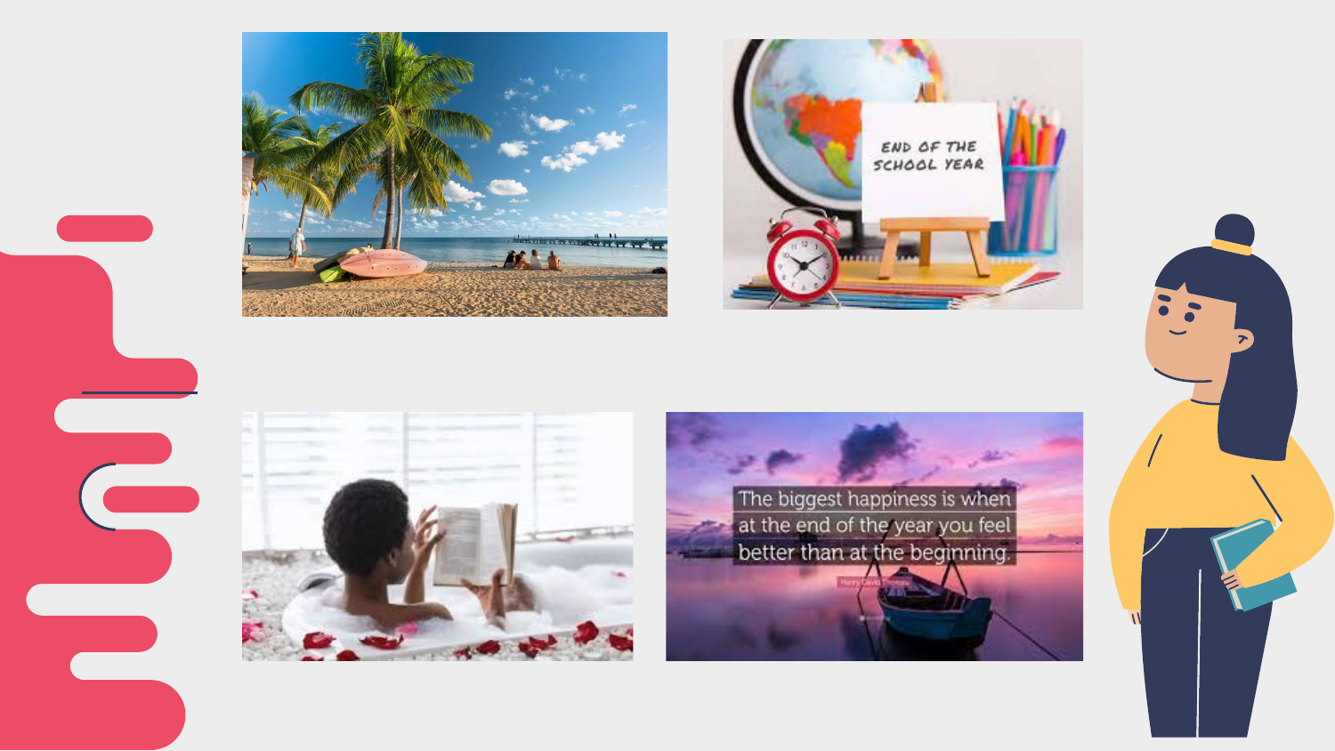END OF THE SCHOOL YEAR

The biggest happiness is when at the end of the year you feel better than at the beginning.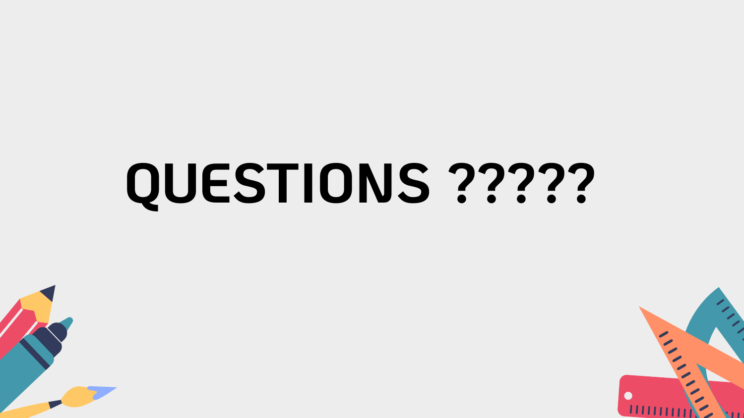# QUESTIONS ?????